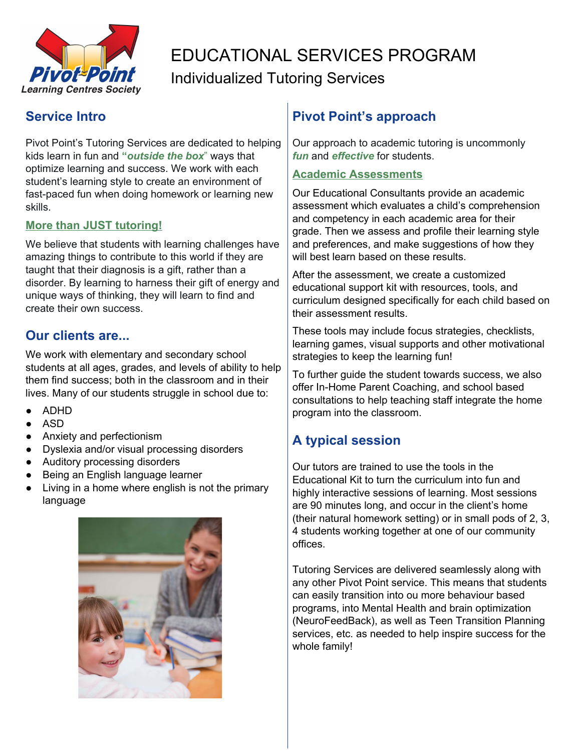Pivot Point Learning Centres Society

# EDUCATIONAL SERVICES PROGRAM

## Individualized Tutoring Services

## Service Intro

Pivot Point's Tutoring Services are dedicated to helping kids learn in fun and "***outside the box***" ways that optimize learning and success. We work with each student's learning style to create an environment of fast-paced fun when doing homework or learning new skills.

### More than JUST tutoring!

We believe that students with learning challenges have amazing things to contribute to this world if they are taught that their diagnosis is a gift, rather than a disorder. By learning to harness their gift of energy and unique ways of thinking, they will learn to find and create their own success.

## Our clients are...

We work with elementary and secondary school students at all ages, grades, and levels of ability to help them find success; both in the classroom and in their lives. Many of our students struggle in school due to:

- ADHD
- ASD
- Anxiety and perfectionism
- Dyslexia and/or visual processing disorders
- Auditory processing disorders
- Being an English language learner
- Living in a home where english is not the primary language

## Pivot Point's approach

Our approach to academic tutoring is uncommonly ***fun*** and ***effective*** for students.

### Academic Assessments

Our Educational Consultants provide an academic assessment which evaluates a child's comprehension and competency in each academic area for their grade. Then we assess and profile their learning style and preferences, and make suggestions of how they will best learn based on these results.

After the assessment, we create a customized educational support kit with resources, tools, and curriculum designed specifically for each child based on their assessment results.

These tools may include focus strategies, checklists, learning games, visual supports and other motivational strategies to keep the learning fun!

To further guide the student towards success, we also offer In-Home Parent Coaching, and school based consultations to help teaching staff integrate the home program into the classroom.

## A typical session

Our tutors are trained to use the tools in the Educational Kit to turn the curriculum into fun and highly interactive sessions of learning. Most sessions are 90 minutes long, and occur in the client's home (their natural homework setting) or in small pods of 2, 3, 4 students working together at one of our community offices.

Tutoring Services are delivered seamlessly along with any other Pivot Point service. This means that students can easily transition into ou more behaviour based programs, into Mental Health and brain optimization (NeuroFeedBack), as well as Teen Transition Planning services, etc. as needed to help inspire success for the whole family!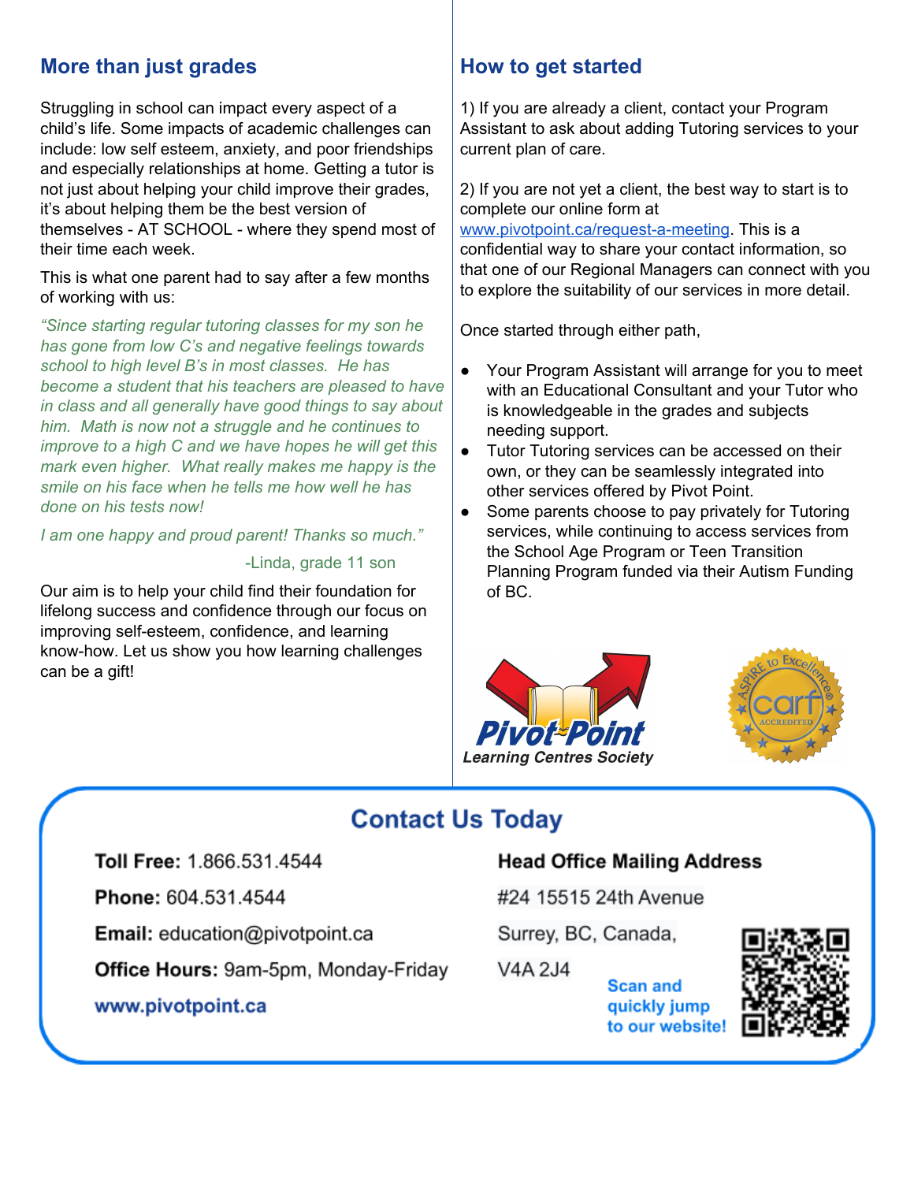## More than just grades

Struggling in school can impact every aspect of a child's life. Some impacts of academic challenges can include: low self esteem, anxiety, and poor friendships and especially relationships at home. Getting a tutor is not just about helping your child improve their grades, it's about helping them be the best version of themselves - AT SCHOOL - where they spend most of their time each week.

This is what one parent had to say after a few months of working with us:

*"Since starting regular tutoring classes for my son he has gone from low C's and negative feelings towards school to high level B's in most classes. He has become a student that his teachers are pleased to have in class and all generally have good things to say about him. Math is now not a struggle and he continues to improve to a high C and we have hopes he will get this mark even higher. What really makes me happy is the smile on his face when he tells me how well he has done on his tests now!*

*I am one happy and proud parent! Thanks so much."*

-Linda, grade 11 son

Our aim is to help your child find their foundation for lifelong success and confidence through our focus on improving self-esteem, confidence, and learning know-how. Let us show you how learning challenges can be a gift!

## How to get started

1) If you are already a client, contact your Program Assistant to ask about adding Tutoring services to your current plan of care.

2) If you are not yet a client, the best way to start is to complete our online form at www.pivotpoint.ca/request-a-meeting. This is a confidential way to share your contact information, so that one of our Regional Managers can connect with you to explore the suitability of our services in more detail.

Once started through either path,

- Your Program Assistant will arrange for you to meet with an Educational Consultant and your Tutor who is knowledgeable in the grades and subjects needing support.
- Tutor Tutoring services can be accessed on their own, or they can be seamlessly integrated into other services offered by Pivot Point.
- Some parents choose to pay privately for Tutoring services, while continuing to access services from the School Age Program or Teen Transition Planning Program funded via their Autism Funding of BC.

Pivot Point Learning Centres Society

ASPIRE to Excellence® carf ACCREDITED

## Contact Us Today

**Toll Free:** 1.866.531.4544

**Phone:** 604.531.4544

**Email:** education@pivotpoint.ca

**Office Hours:** 9am-5pm, Monday-Friday

**www.pivotpoint.ca**

**Head Office Mailing Address**

#24 15515 24th Avenue

Surrey, BC, Canada,

V4A 2J4

Scan and quickly jump to our website!